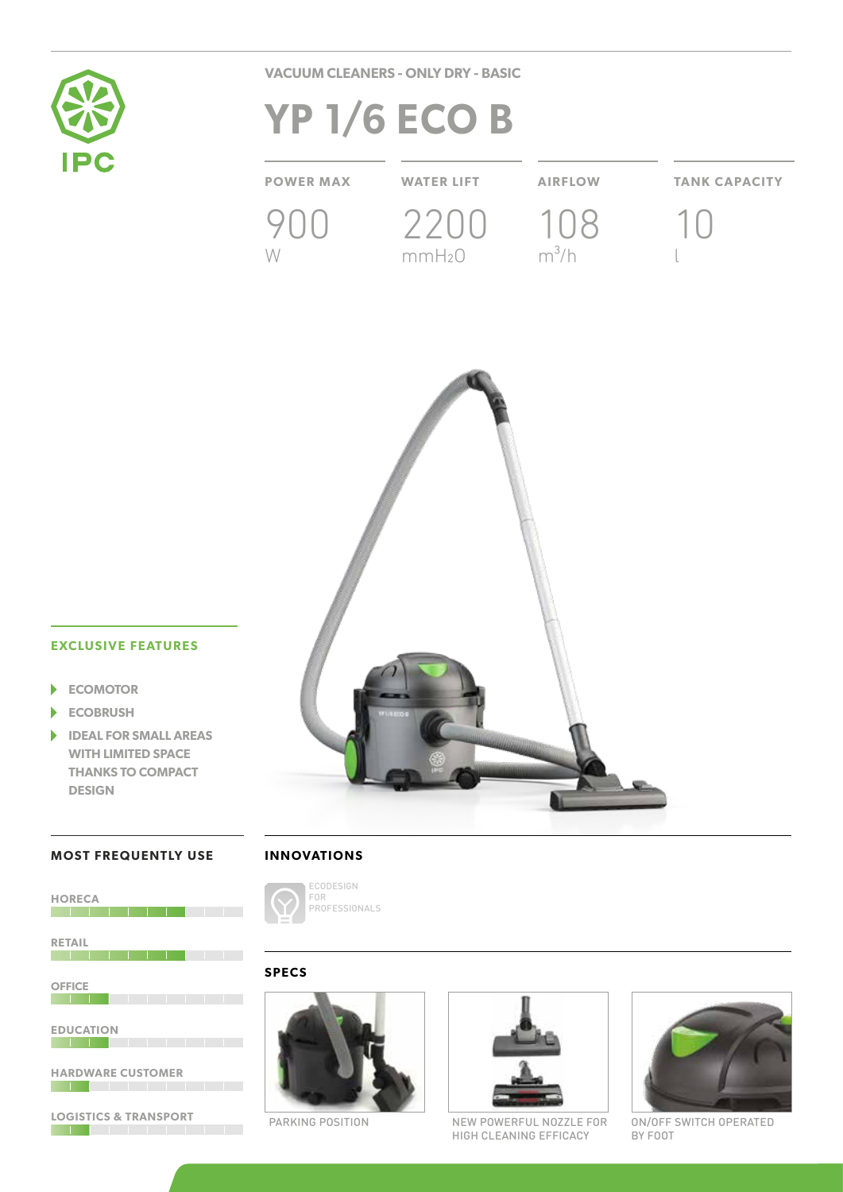VACUUM CLEANERS - ONLY DRY - BASIC

# YP 1/6 ECO B

| POWER MAX | WATER LIFT | AIRFLOW | TANK CAPACITY |
|---|---|---|---|
| 900 W | 2200 $mmH_2O$ | 108 $m^3/h$ | 10 l |

## EXCLUSIVE FEATURES

- ECOMOTOR
- ECOBRUSH
- IDEAL FOR SMALL AREAS WITH LIMITED SPACE THANKS TO COMPACT DESIGN

## MOST FREQUENTLY USE

- HORECA
- RETAIL
- OFFICE
- EDUCATION
- HARDWARE CUSTOMER
- LOGISTICS & TRANSPORT

## INNOVATIONS

ECODESIGN FOR PROFESSIONALS

## SPECS

PARKING POSITION

NEW POWERFUL NOZZLE FOR HIGH CLEANING EFFICACY

ON/OFF SWITCH OPERATED BY FOOT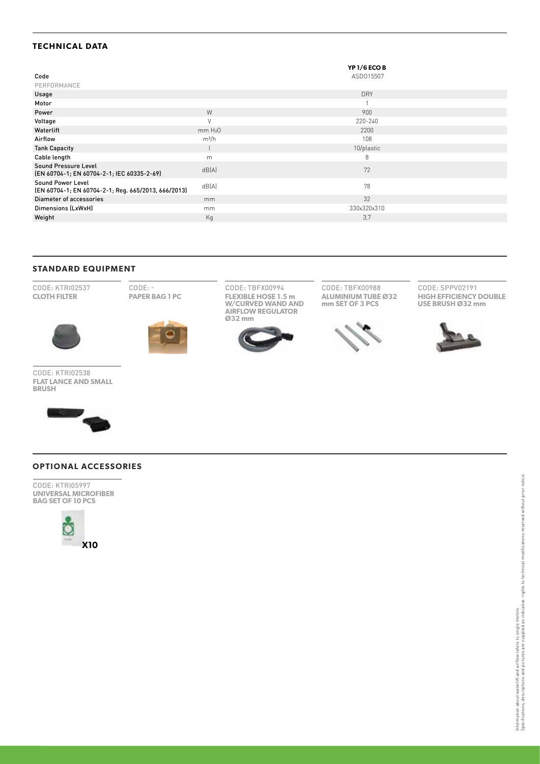## TECHNICAL DATA

| | | YP 1/6 ECO B |
|---|---|---|
| Code | | ASDO15507 |
| PERFORMANCE | | |
| Usage | | DRY |
| Motor | | 1 |
| Power | W | 900 |
| Voltage | V | 220-240 |
| Waterlift | mm $H_2O$ | 2200 |
| Airflow | $m^3/h$ | 108 |
| Tank Capacity | l | 10/plastic |
| Cable length | m | 8 |
| Sound Pressure Level (EN 60704-1; EN 60704-2-1; IEC 60335-2-69) | dB(A) | 72 |
| Sound Power Level (EN 60704-1; EN 60704-2-1; Reg. 665/2013, 666/2013) | dB(A) | 78 |
| Diameter of accessories | mm | 32 |
| Dimensions (LxWxH) | mm | 330x320x310 |
| Weight | Kg | 3,7 |

## STANDARD EQUIPMENT

CODE: KTRI02537
**CLOTH FILTER**

CODE: -
**PAPER BAG 1 PC**

CODE: TBFX00994
**FLEXIBLE HOSE 1.5 m W/CURVED WAND AND AIRFLOW REGULATOR Ø32 mm**

CODE: TBFX00988
**ALUMINIUM TUBE Ø32 mm SET OF 3 PCS**

CODE: SPPV02191
**HIGH EFFICIENCY DOUBLE USE BRUSH Ø32 mm**

CODE: KTRI02538
**FLAT LANCE AND SMALL BRUSH**

## OPTIONAL ACCESSORIES

CODE: KTRI05997
**UNIVERSAL MICROFIBER BAG SET OF 10 PCS**

X10

Information about waterlift and airflow refers to single motors.
Specifications, descriptions and pictures are supplied as indicative: rights to technical modifications reserved without prior notice.